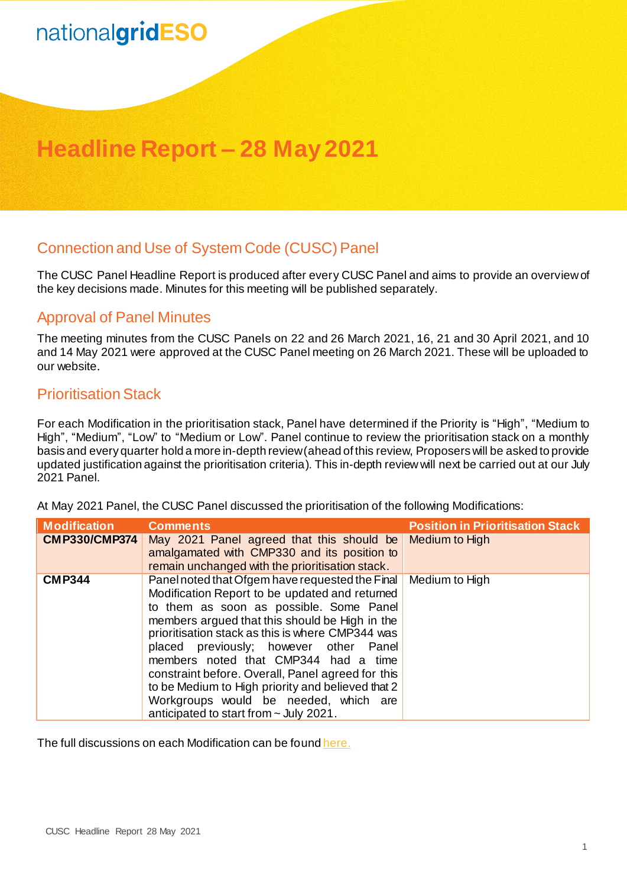nationalgridESO

# Headline Report – 28 May 2021

## Connection and Use of System Code (CUSC) Panel

The CUSC Panel Headline Report is produced after every CUSC Panel and aims to provide an overview of the key decisions made. Minutes for this meeting will be published separately.

## Approval of Panel Minutes

The meeting minutes from the CUSC Panels on 22 and 26 March 2021, 16, 21 and 30 April 2021, and 10 and 14 May 2021 were approved at the CUSC Panel meeting on 26 March 2021. These will be uploaded to our website.

## Prioritisation Stack

For each Modification in the prioritisation stack, Panel have determined if the Priority is "High", "Medium to High", "Medium", "Low" to "Medium or Low". Panel continue to review the prioritisation stack on a monthly basis and every quarter hold a more in-depth review (ahead of this review, Proposers will be asked to provide updated justification against the prioritisation criteria). This in-depth review will next be carried out at our July 2021 Panel.

At May 2021 Panel, the CUSC Panel discussed the prioritisation of the following Modifications:

| Modification | Comments | Position in Prioritisation Stack |
|---|---|---|
| **CMP330/CMP374** | May 2021 Panel agreed that this should be amalgamated with CMP330 and its position to remain unchanged with the prioritisation stack. | Medium to High |
| **CMP344** | Panel noted that Ofgem have requested the Final Modification Report to be updated and returned to them as soon as possible. Some Panel members argued that this should be High in the prioritisation stack as this is where CMP344 was placed previously; however other Panel members noted that CMP344 had a time constraint before. Overall, Panel agreed for this to be Medium to High priority and believed that 2 Workgroups would be needed, which are anticipated to start from ~ July 2021. | Medium to High |

The full discussions on each Modification can be found here.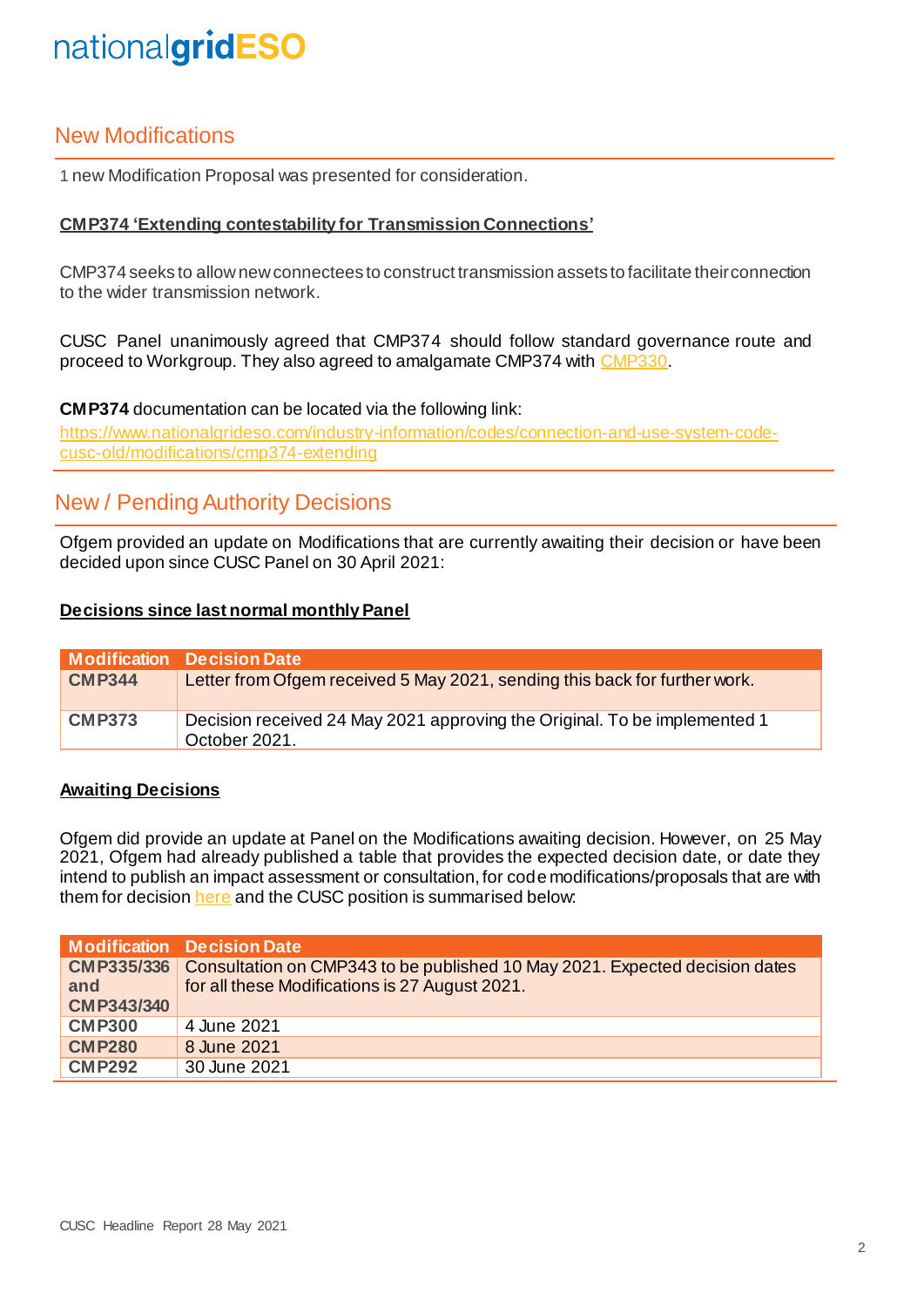## New Modifications

1 new Modification Proposal was presented for consideration.

**CMP374 'Extending contestability for Transmission Connections'**

CMP374 seeks to allow new connectees to construct transmission assets to facilitate their connection to the wider transmission network.

CUSC Panel unanimously agreed that CMP374 should follow standard governance route and proceed to Workgroup. They also agreed to amalgamate CMP374 with CMP330.

**CMP374** documentation can be located via the following link:
https://www.nationalgrideso.com/industry-information/codes/connection-and-use-system-code-cusc-old/modifications/cmp374-extending

## New / Pending Authority Decisions

Ofgem provided an update on Modifications that are currently awaiting their decision or have been decided upon since CUSC Panel on 30 April 2021:

**Decisions since last normal monthly Panel**

| Modification | Decision Date |
| --- | --- |
| **CMP344** | Letter from Ofgem received 5 May 2021, sending this back for further work. |
| **CMP373** | Decision received 24 May 2021 approving the Original. To be implemented 1 October 2021. |

**Awaiting Decisions**

Ofgem did provide an update at Panel on the Modifications awaiting decision. However, on 25 May 2021, Ofgem had already published a table that provides the expected decision date, or date they intend to publish an impact assessment or consultation, for code modifications/proposals that are with them for decision here and the CUSC position is summarised below:

| Modification | Decision Date |
| --- | --- |
| **CMP335/336 and CMP343/340** | Consultation on CMP343 to be published 10 May 2021. Expected decision dates for all these Modifications is 27 August 2021. |
| **CMP300** | 4 June 2021 |
| **CMP280** | 8 June 2021 |
| **CMP292** | 30 June 2021 |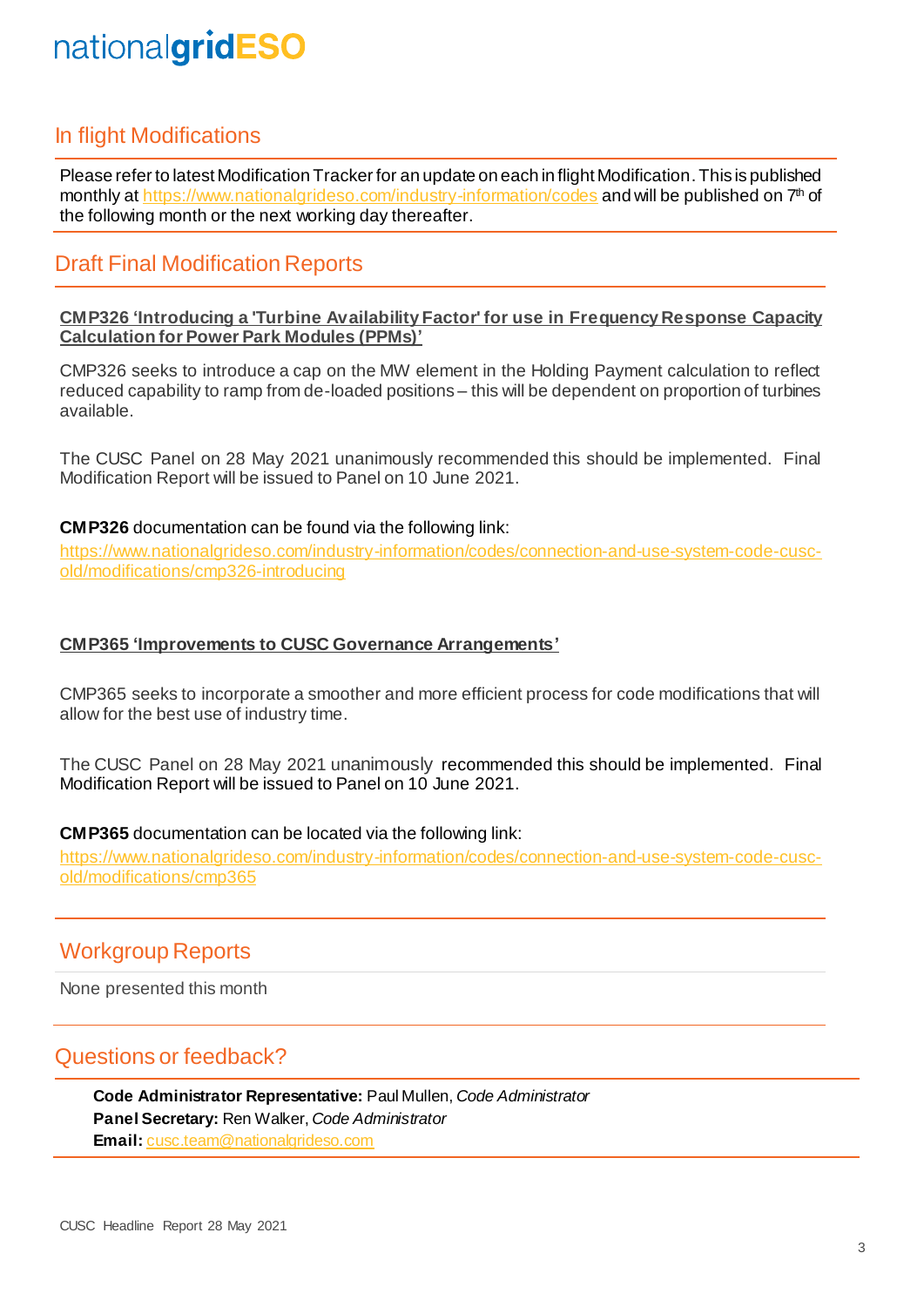## In flight Modifications

Please refer to latest Modification Tracker for an update on each in flight Modification. This is published monthly at https://www.nationalgrideso.com/industry-information/codes and will be published on 7th of the following month or the next working day thereafter.

## Draft Final Modification Reports

**CMP326 'Introducing a 'Turbine Availability Factor' for use in Frequency Response Capacity Calculation for Power Park Modules (PPMs)'**

CMP326 seeks to introduce a cap on the MW element in the Holding Payment calculation to reflect reduced capability to ramp from de-loaded positions – this will be dependent on proportion of turbines available.

The CUSC Panel on 28 May 2021 unanimously recommended this should be implemented. Final Modification Report will be issued to Panel on 10 June 2021.

**CMP326** documentation can be found via the following link:
https://www.nationalgrideso.com/industry-information/codes/connection-and-use-system-code-cusc-old/modifications/cmp326-introducing

**CMP365 'Improvements to CUSC Governance Arrangements'**

CMP365 seeks to incorporate a smoother and more efficient process for code modifications that will allow for the best use of industry time.

The CUSC Panel on 28 May 2021 unanimously recommended this should be implemented. Final Modification Report will be issued to Panel on 10 June 2021.

**CMP365** documentation can be located via the following link:
https://www.nationalgrideso.com/industry-information/codes/connection-and-use-system-code-cusc-old/modifications/cmp365

## Workgroup Reports

None presented this month

## Questions or feedback?

**Code Administrator Representative:** Paul Mullen, *Code Administrator*
**Panel Secretary:** Ren Walker, *Code Administrator*
**Email:** cusc.team@nationalgrideso.com